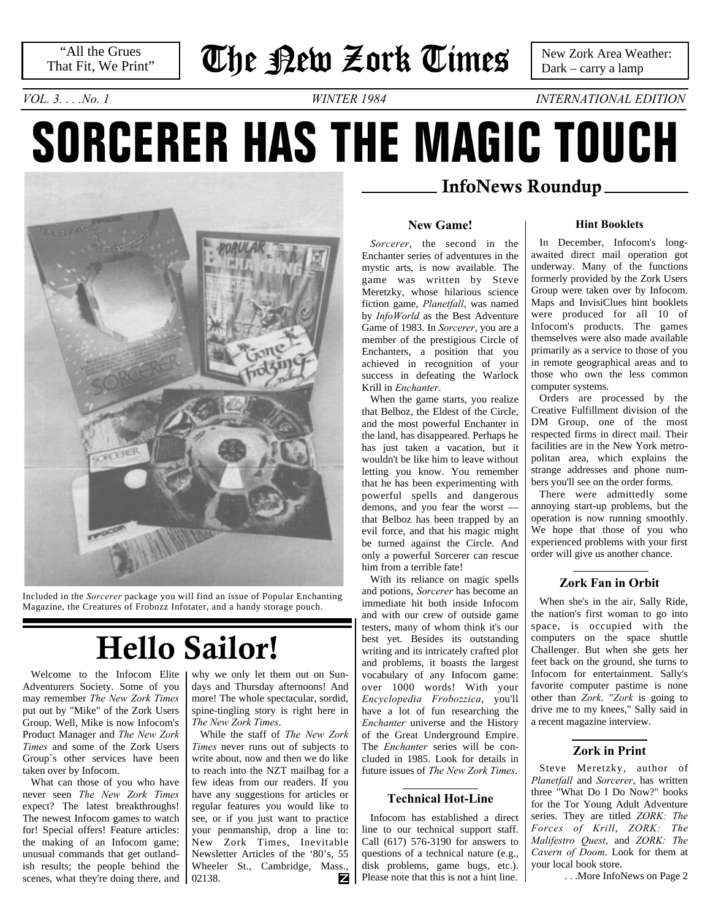"All the Grues That Fit, We Print"

# The New Zork Times

New Zork Area Weather: Dark – carry a lamp

*VOL. 3. . . .No. 1* *WINTER 1984* *INTERNATIONAL EDITION*

# SORCERER HAS THE MAGIC TOUCH

Included in the *Sorcerer* package you will find an issue of Popular Enchanting Magazine, the Creatures of Frobozz Infotater, and a handy storage pouch.

## Hello Sailor!

Welcome to the Infocom Elite Adventurers Society. Some of you may remember *The New Zork Times* put out by "Mike" of the Zork Users Group. Well, Mike is now Infocom's Product Manager and *The New Zork Times* and some of the Zork Users Group`s other services have been taken over by Infocom.

What can those of you who have never seen *The New Zork Times* expect? The latest breakthroughs! The newest Infocom games to watch for! Special offers! Feature articles: the making of an Infocom game; unusual commands that get outlandish results; the people behind the scenes, what they're doing there, and why we only let them out on Sundays and Thursday afternoons! And more! The whole spectacular, sordid, spine-tingling story is right here in *The New Zork Times*.

While the staff of *The New Zork Times* never runs out of subjects to write about, now and then we do like to reach into the NZT mailbag for a few ideas from our readers. If you have any suggestions for articles or regular features you would like to see, or if you just want to practice your penmanship, drop a line to: New Zork Times, Inevitable Newsletter Articles of the '80's, 55 Wheeler St., Cambridge, Mass., 02138.

## InfoNews Roundup

### New Game!

*Sorcerer*, the second in the Enchanter series of adventures in the mystic arts, is now available. The game was written by Steve Meretzky, whose hilarious science fiction game, *Planetfall*, was named by *InfoWorld* as the Best Adventure Game of 1983. In *Sorcerer*, you are a member of the prestigious Circle of Enchanters, a position that you achieved in recognition of your success in defeating the Warlock Krill in *Enchanter*.

When the game starts, you realize that Belboz, the Eldest of the Circle, and the most powerful Enchanter in the land, has disappeared. Perhaps he has just taken a vacation, but it wouldn't be like him to leave without letting you know. You remember that he has been experimenting with powerful spells and dangerous demons, and you fear the worst — that Belboz has been trapped by an evil force, and that his magic might be turned against the Circle. And only a powerful Sorcerer can rescue him from a terrible fate!

With its reliance on magic spells and potions, *Sorcerer* has become an immediate hit both inside Infocom and with our crew of outside game testers, many of whom think it's our best yet. Besides its outstanding writing and its intricately crafted plot and problems, it boasts the largest vocabulary of any Infocom game: over 1000 words! With your *Encyclopedia Frobozzica*, you'll have a lot of fun researching the *Enchanter* universe and the History of the Great Underground Empire. The *Enchanter* series will be concluded in 1985. Look for details in future issues of *The New Zork Times*.

### Technical Hot-Line

Infocom has established a direct line to our technical support staff. Call (617) 576-3190 for answers to questions of a technical nature (e.g., disk problems, game bugs, etc.). Please note that this is not a hint line.

### Hint Booklets

In December, Infocom's long-awaited direct mail operation got underway. Many of the functions formerly provided by the Zork Users Group were taken over by Infocom. Maps and InvisiClues hint booklets were produced for all 10 of Infocom's products. The games themselves were also made available primarily as a service to those of you in remote geographical areas and to those who own the less common computer systems.

Orders are processed by the Creative Fulfillment division of the DM Group, one of the most respected firms in direct mail. Their facilities are in the New York metropolitan area, which explains the strange addresses and phone numbers you'll see on the order forms.

There were admittedly some annoying start-up problems, but the operation is now running smoothly. We hope that those of you who experienced problems with your first order will give us another chance.

### Zork Fan in Orbit

When she's in the air, Sally Ride, the nation's first woman to go into space, is occupied with the computers on the space shuttle Challenger. But when she gets her feet back on the ground, she turns to Infocom for entertainment. Sally's favorite computer pastime is none other than *Zork*. "*Zork* is going to drive me to my knees," Sally said in a recent magazine interview.

### Zork in Print

Steve Meretzky, author of *Planetfall* and *Sorcerer*, has written three "What Do I Do Now?" books for the Tor Young Adult Adventure series. They are titled *ZORK: The Forces of Krill*, *ZORK: The Malifestro Quest*, and *ZORK: The Cavern of Doom*. Look for them at your local book store.

. . .More InfoNews on Page 2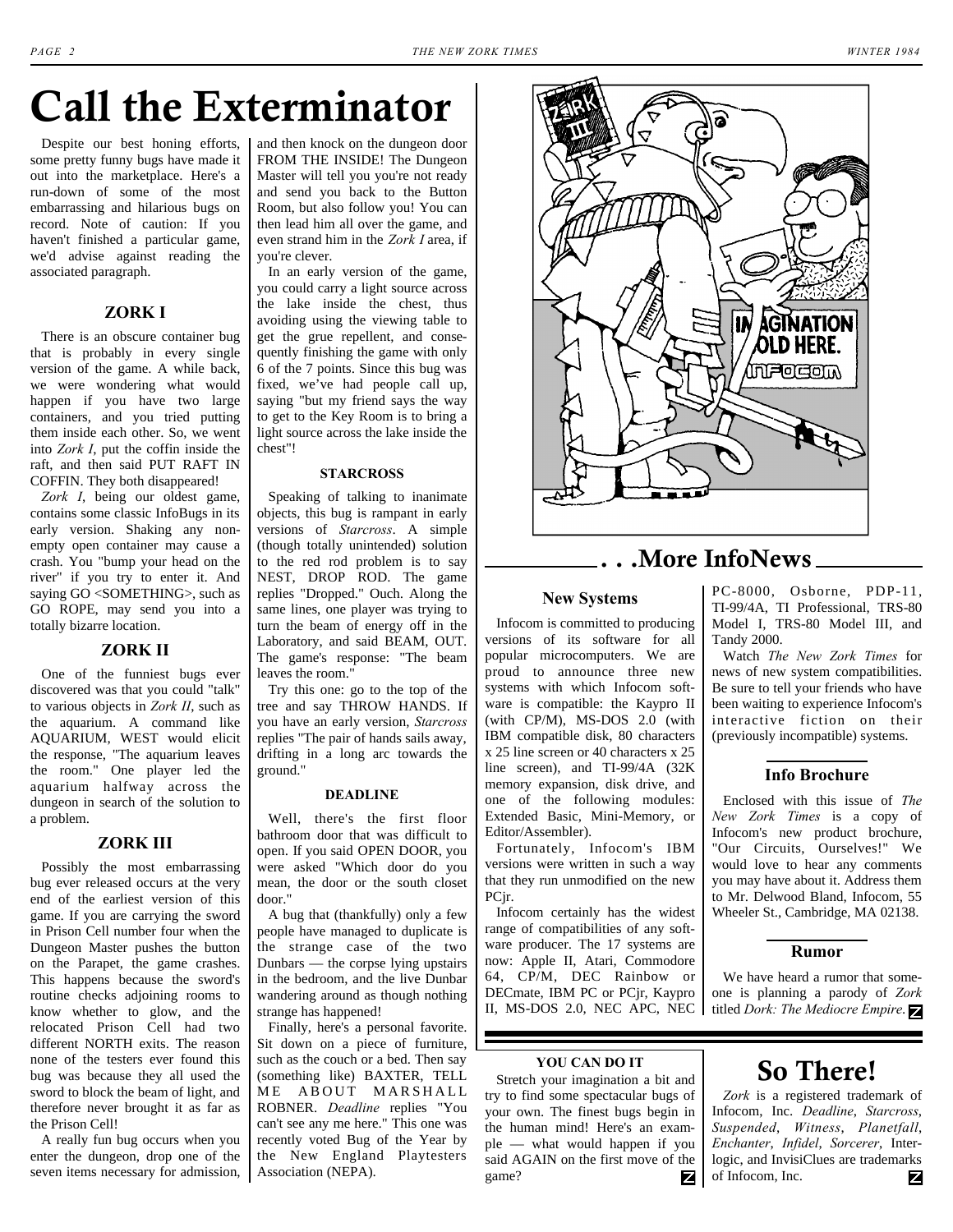# Call the Exterminator

Despite our best honing efforts, some pretty funny bugs have made it out into the marketplace. Here's a run-down of some of the most embarrassing and hilarious bugs on record. Note of caution: If you haven't finished a particular game, we'd advise against reading the associated paragraph.

### ZORK I

There is an obscure container bug that is probably in every single version of the game. A while back, we were wondering what would happen if you have two large containers, and you tried putting them inside each other. So, we went into *Zork I*, put the coffin inside the raft, and then said PUT RAFT IN COFFIN. They both disappeared!

*Zork I*, being our oldest game, contains some classic InfoBugs in its early version. Shaking any non-empty open container may cause a crash. You "bump your head on the river" if you try to enter it. And saying GO <SOMETHING>, such as GO ROPE, may send you into a totally bizarre location.

### ZORK II

One of the funniest bugs ever discovered was that you could "talk" to various objects in *Zork II*, such as the aquarium. A command like AQUARIUM, WEST would elicit the response, "The aquarium leaves the room." One player led the aquarium halfway across the dungeon in search of the solution to a problem.

### ZORK III

Possibly the most embarrassing bug ever released occurs at the very end of the earliest version of this game. If you are carrying the sword in Prison Cell number four when the Dungeon Master pushes the button on the Parapet, the game crashes. This happens because the sword's routine checks adjoining rooms to know whether to glow, and the relocated Prison Cell had two different NORTH exits. The reason none of the testers ever found this bug was because they all used the sword to block the beam of light, and therefore never brought it as far as the Prison Cell!

A really fun bug occurs when you enter the dungeon, drop one of the seven items necessary for admission, and then knock on the dungeon door FROM THE INSIDE! The Dungeon Master will tell you you're not ready and send you back to the Button Room, but also follow you! You can then lead him all over the game, and even strand him in the *Zork I* area, if you're clever.

In an early version of the game, you could carry a light source across the lake inside the chest, thus avoiding using the viewing table to get the grue repellent, and consequently finishing the game with only 6 of the 7 points. Since this bug was fixed, we've had people call up, saying "but my friend says the way to get to the Key Room is to bring a light source across the lake inside the chest"!

### STARCROSS

Speaking of talking to inanimate objects, this bug is rampant in early versions of *Starcross*. A simple (though totally unintended) solution to the red rod problem is to say NEST, DROP ROD. The game replies "Dropped." Ouch. Along the same lines, one player was trying to turn the beam of energy off in the Laboratory, and said BEAM, OUT. The game's response: "The beam leaves the room."

Try this one: go to the top of the tree and say THROW HANDS. If you have an early version, *Starcross* replies "The pair of hands sails away, drifting in a long arc towards the ground."

### DEADLINE

Well, there's the first floor bathroom door that was difficult to open. If you said OPEN DOOR, you were asked "Which door do you mean, the door or the south closet door."

A bug that (thankfully) only a few people have managed to duplicate is the strange case of the two Dunbars — the corpse lying upstairs in the bedroom, and the live Dunbar wandering around as though nothing strange has happened!

Finally, here's a personal favorite. Sit down on a piece of furniture, such as the couch or a bed. Then say (something like) BAXTER, TELL ME ABOUT MARSHALL ROBNER. *Deadline* replies "You can't see any me here." This one was recently voted Bug of the Year by the New England Playtesters Association (NEPA).

## . . .More InfoNews

### New Systems

Infocom is committed to producing versions of its software for all popular microcomputers. We are proud to announce three new systems with which Infocom software is compatible: the Kaypro II (with CP/M), MS-DOS 2.0 (with IBM compatible disk, 80 characters x 25 line screen or 40 characters x 25 line screen), and TI-99/4A (32K memory expansion, disk drive, and one of the following modules: Extended Basic, Mini-Memory, or Editor/Assembler).

Fortunately, Infocom's IBM versions were written in such a way that they run unmodified on the new PCjr.

Infocom certainly has the widest range of compatibilities of any software producer. The 17 systems are now: Apple II, Atari, Commodore 64, CP/M, DEC Rainbow or DECmate, IBM PC or PCjr, Kaypro II, MS-DOS 2.0, NEC APC, NEC PC-8000, Osborne, PDP-11, TI-99/4A, TI Professional, TRS-80 Model I, TRS-80 Model III, and Tandy 2000.

Watch *The New Zork Times* for news of new system compatibilities. Be sure to tell your friends who have been waiting to experience Infocom's interactive fiction on their (previously incompatible) systems.

### Info Brochure

Enclosed with this issue of *The New Zork Times* is a copy of Infocom's new product brochure, "Our Circuits, Ourselves!" We would love to hear any comments you may have about it. Address them to Mr. Delwood Bland, Infocom, 55 Wheeler St., Cambridge, MA 02138.

### Rumor

We have heard a rumor that someone is planning a parody of *Zork* titled *Dork: The Mediocre Empire*.

### YOU CAN DO IT

Stretch your imagination a bit and try to find some spectacular bugs of your own. The finest bugs begin in the human mind! Here's an example — what would happen if you said AGAIN on the first move of the game?

## So There!

*Zork* is a registered trademark of Infocom, Inc. *Deadline*, *Starcross*, *Suspended*, *Witness*, *Planetfall*, *Enchanter*, *Infidel*, *Sorcerer*, Interlogic, and InvisiClues are trademarks of Infocom, Inc.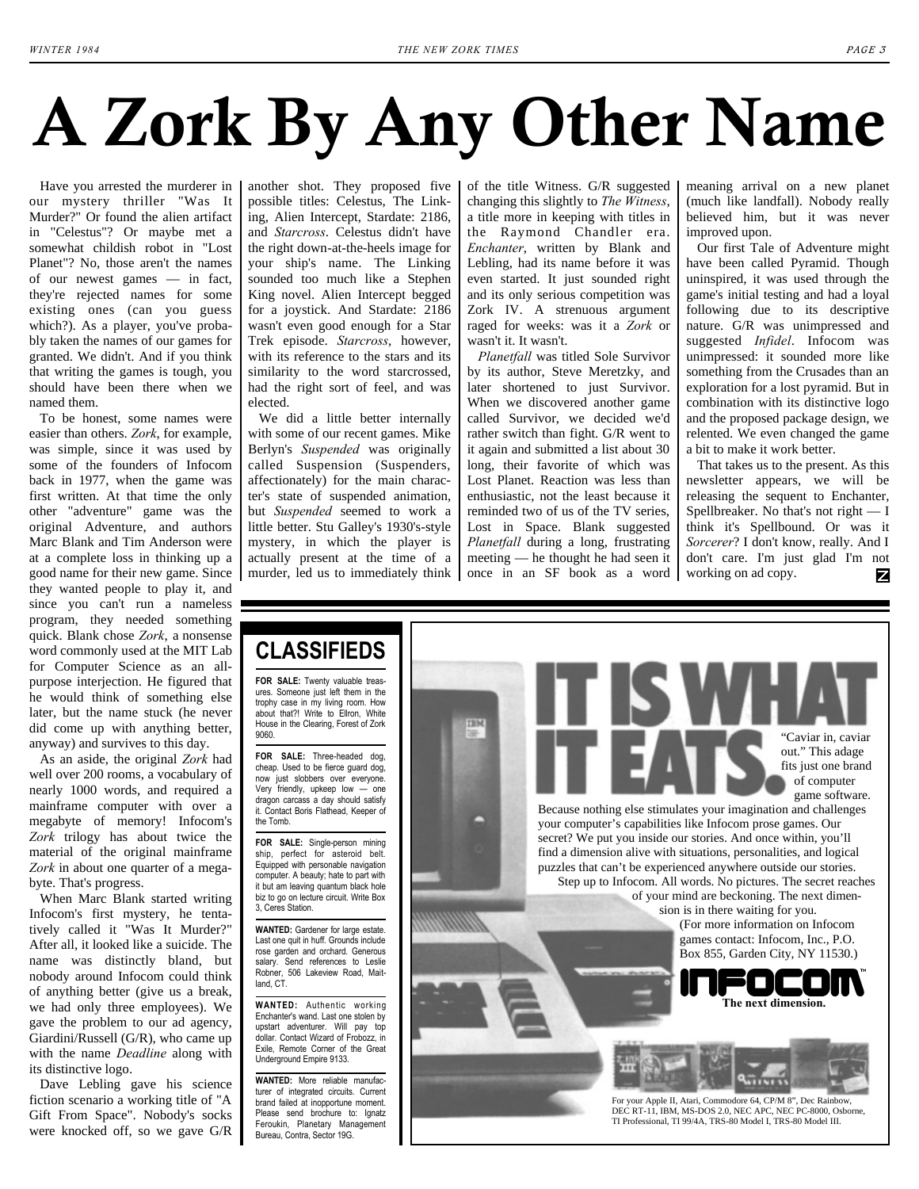# A Zork By Any Other Name

Have you arrested the murderer in our mystery thriller "Was It Murder?" Or found the alien artifact in "Celestus"? Or maybe met a somewhat childish robot in "Lost Planet"? No, those aren't the names of our newest games — in fact, they're rejected names for some existing ones (can you guess which?). As a player, you've probably taken the names of our games for granted. We didn't. And if you think that writing the games is tough, you should have been there when we named them.

To be honest, some names were easier than others. *Zork*, for example, was simple, since it was used by some of the founders of Infocom back in 1977, when the game was first written. At that time the only other "adventure" game was the original Adventure, and authors Marc Blank and Tim Anderson were at a complete loss in thinking up a good name for their new game. Since they wanted people to play it, and since you can't run a nameless program, they needed something quick. Blank chose *Zork*, a nonsense word commonly used at the MIT Lab for Computer Science as an all-purpose interjection. He figured that he would think of something else later, but the name stuck (he never did come up with anything better, anyway) and survives to this day.

As an aside, the original *Zork* had well over 200 rooms, a vocabulary of nearly 1000 words, and required a mainframe computer with over a megabyte of memory! Infocom's *Zork* trilogy has about twice the material of the original mainframe *Zork* in about one quarter of a megabyte. That's progress.

When Marc Blank started writing Infocom's first mystery, he tentatively called it "Was It Murder?" After all, it looked like a suicide. The name was distinctly bland, but nobody around Infocom could think of anything better (give us a break, we had only three employees). We gave the problem to our ad agency, Giardini/Russell (G/R), who came up with the name *Deadline* along with its distinctive logo.

Dave Lebling gave his science fiction scenario a working title of "A Gift From Space". Nobody's socks were knocked off, so we gave G/R another shot. They proposed five possible titles: Celestus, The Linking, Alien Intercept, Stardate: 2186, and *Starcross*. Celestus didn't have the right down-at-the-heels image for your ship's name. The Linking sounded too much like a Stephen King novel. Alien Intercept begged for a joystick. And Stardate: 2186 wasn't even good enough for a Star Trek episode. *Starcross*, however, with its reference to the stars and its similarity to the word starcrossed, had the right sort of feel, and was elected.

We did a little better internally with some of our recent games. Mike Berlyn's *Suspended* was originally called Suspension (Suspenders, affectionately) for the main character's state of suspended animation, but *Suspended* seemed to work a little better. Stu Galley's 1930's-style mystery, in which the player is actually present at the time of a murder, led us to immediately think of the title Witness. G/R suggested changing this slightly to *The Witness*, a title more in keeping with titles in the Raymond Chandler era. *Enchanter*, written by Blank and Lebling, had its name before it was even started. It just sounded right and its only serious competition was Zork IV. A strenuous argument raged for weeks: was it a *Zork* or wasn't it. It wasn't.

*Planetfall* was titled Sole Survivor by its author, Steve Meretzky, and later shortened to just Survivor. When we discovered another game called Survivor, we decided we'd rather switch than fight. G/R went to it again and submitted a list about 30 long, their favorite of which was Lost Planet. Reaction was less than enthusiastic, not the least because it reminded two of us of the TV series, Lost in Space. Blank suggested *Planetfall* during a long, frustrating meeting — he thought he had seen it once in an SF book as a word meaning arrival on a new planet (much like landfall). Nobody really believed him, but it was never improved upon.

Our first Tale of Adventure might have been called Pyramid. Though uninspired, it was used through the game's initial testing and had a loyal following due to its descriptive nature. G/R was unimpressed and suggested *Infidel*. Infocom was unimpressed: it sounded more like something from the Crusades than an exploration for a lost pyramid. But in combination with its distinctive logo and the proposed package design, we relented. We even changed the game a bit to make it work better.

That takes us to the present. As this newsletter appears, we will be releasing the sequel to Enchanter, Spellbreaker. No that's not right — I think it's Spellbound. Or was it *Sorcerer*? I don't know, really. And I don't care. I'm just glad I'm not working on ad copy.

## CLASSIFIEDS

**FOR SALE:** Twenty valuable treasures. Someone just left them in the trophy case in my living room. How about that?! Write to Ellron, White House in the Clearing, Forest of Zork 9060.

**FOR SALE:** Three-headed dog, cheap. Used to be fierce guard dog, now just slobbers over everyone. Very friendly, upkeep low — one dragon carcass a day should satisfy it. Contact Boris Flathead, Keeper of the Tomb.

**FOR SALE:** Single-person mining ship, perfect for asteroid belt. Equipped with personable navigation computer. A beauty; hate to part with it but am leaving quantum black hole biz to go on lecture circuit. Write Box 3, Ceres Station.

**WANTED:** Gardener for large estate. Last one quit in huff. Grounds include rose garden and orchard. Generous salary. Send references to Leslie Robner, 506 Lakeview Road, Maitland, CT.

**WANTED:** Authentic working Enchanter's wand. Last one stolen by upstart adventurer. Will pay top dollar. Contact Wizard of Frobozz, in Exile, Remote Corner of the Great Underground Empire 9133.

**WANTED:** More reliable manufacturer of integrated circuits. Current brand failed at inopportune moment. Please send brochure to: Ignatz Feroukin, Planetary Management Bureau, Contra, Sector 19G.

## IT IS WHAT IT EATS.

"Caviar in, caviar out." This adage fits just one brand of computer game software. Because nothing else stimulates your imagination and challenges your computer's capabilities like Infocom prose games. Our secret? We put you inside our stories. And once within, you'll find a dimension alive with situations, personalities, and logical puzzles that can't be experienced anywhere outside our stories.

Step up to Infocom. All words. No pictures. The secret reaches of your mind are beckoning. The next dimension is in there waiting for you.

(For more information on Infocom games contact: Infocom, Inc., P.O. Box 855, Garden City, NY 11530.)

**INFOCOM™**
**The next dimension.**

For your Apple II, Atari, Commodore 64, CP/M 8", Dec Rainbow, DEC RT-11, IBM, MS-DOS 2.0, NEC APC, NEC PC-8000, Osborne, TI Professional, TI 99/4A, TRS-80 Model I, TRS-80 Model III.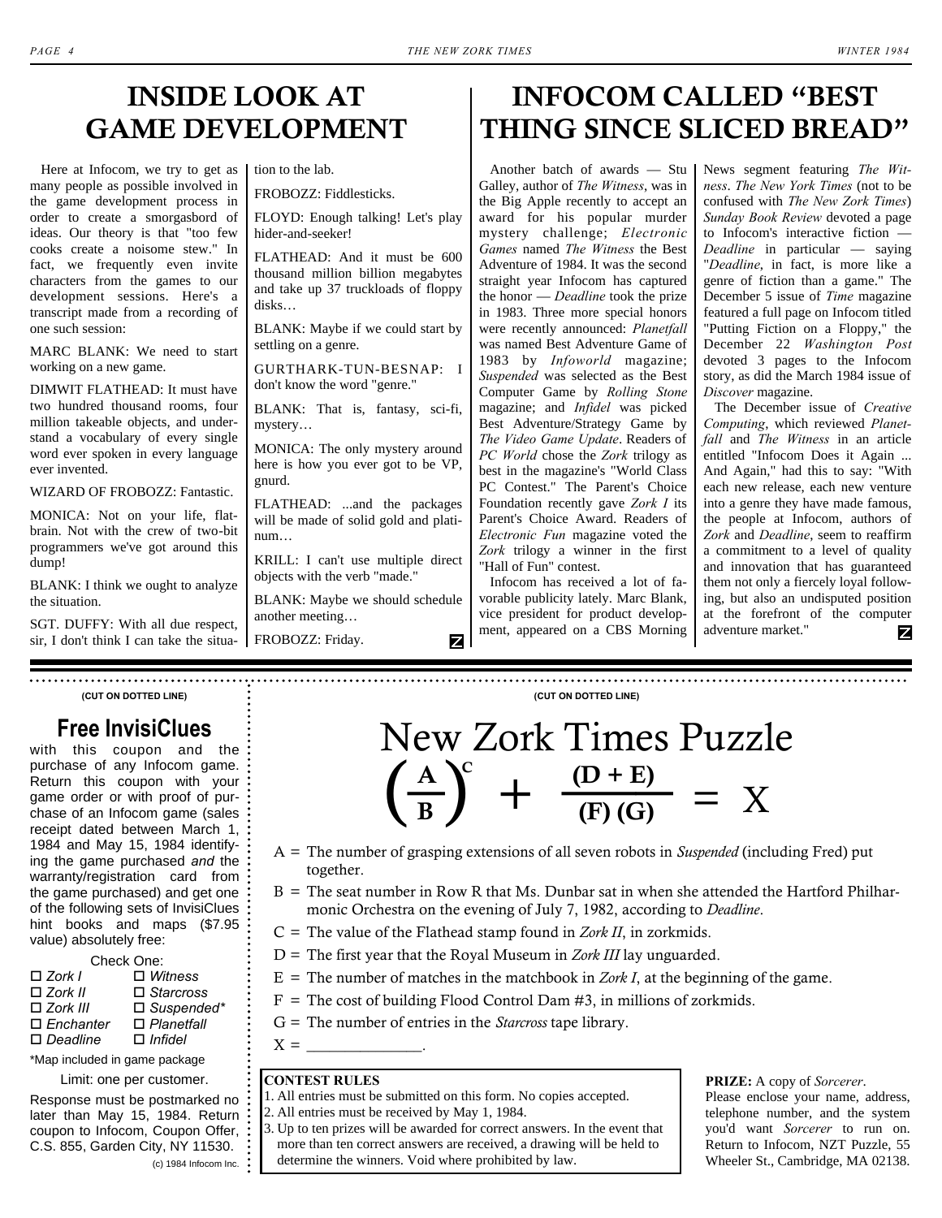# INSIDE LOOK AT GAME DEVELOPMENT

Here at Infocom, we try to get as many people as possible involved in the game development process in order to create a smorgasbord of ideas. Our theory is that "too few cooks create a noisome stew." In fact, we frequently even invite characters from the games to our development sessions. Here's a transcript made from a recording of one such session:

MARC BLANK: We need to start working on a new game.

DIMWIT FLATHEAD: It must have two hundred thousand rooms, four million takeable objects, and understand a vocabulary of every single word ever spoken in every language ever invented.

WIZARD OF FROBOZZ: Fantastic.

MONICA: Not on your life, flatbrain. Not with the crew of two-bit programmers we've got around this dump!

BLANK: I think we ought to analyze the situation.

SGT. DUFFY: With all due respect, sir, I don't think I can take the situation to the lab.

FROBOZZ: Fiddlesticks.

FLOYD: Enough talking! Let's play hider-and-seeker!

FLATHEAD: And it must be 600 thousand million billion megabytes and take up 37 truckloads of floppy disks…

BLANK: Maybe if we could start by settling on a genre.

GURTHARK-TUN-BESNAP: I don't know the word "genre."

BLANK: That is, fantasy, sci-fi, mystery…

MONICA: The only mystery around here is how you ever got to be VP, gnurd.

FLATHEAD: ...and the packages will be made of solid gold and platinum…

KRILL: I can't use multiple direct objects with the verb "made."

BLANK: Maybe we should schedule another meeting…

FROBOZZ: Friday.

# INFOCOM CALLED "BEST THING SINCE SLICED BREAD"

Another batch of awards — Stu Galley, author of *The Witness*, was in the Big Apple recently to accept an award for his popular murder mystery challenge; *Electronic Games* named *The Witness* the Best Adventure of 1984. It was the second straight year Infocom has captured the honor — *Deadline* took the prize in 1983. Three more special honors were recently announced: *Planetfall* was named Best Adventure Game of 1983 by *Infoworld* magazine; *Suspended* was selected as the Best Computer Game by *Rolling Stone* magazine; and *Infidel* was picked Best Adventure/Strategy Game by *The Video Game Update*. Readers of *PC World* chose the *Zork* trilogy as best in the magazine's "World Class PC Contest." The Parent's Choice Foundation recently gave *Zork I* its Parent's Choice Award. Readers of *Electronic Fun* magazine voted the *Zork* trilogy a winner in the first "Hall of Fun" contest.

Infocom has received a lot of favorable publicity lately. Marc Blank, vice president for product development, appeared on a CBS Morning News segment featuring *The Witness*. *The New York Times* (not to be confused with *The New Zork Times*) *Sunday Book Review* devoted a page to Infocom's interactive fiction — *Deadline* in particular — saying "*Deadline*, in fact, is more like a genre of fiction than a game." The December 5 issue of *Time* magazine featured a full page on Infocom titled "Putting Fiction on a Floppy," the December 22 *Washington Post* devoted 3 pages to the Infocom story, as did the March 1984 issue of *Discover* magazine.

The December issue of *Creative Computing*, which reviewed *Planetfall* and *The Witness* in an article entitled "Infocom Does it Again ... And Again," had this to say: "With each new release, each new venture into a genre they have made famous, the people at Infocom, authors of *Zork* and *Deadline*, seem to reaffirm a commitment to a level of quality and innovation that has guaranteed them not only a fiercely loyal following, but also an undisputed position at the forefront of the computer adventure market."

(CUT ON DOTTED LINE)

## Free InvisiClues

with this coupon and the purchase of any Infocom game. Return this coupon with your game order or with proof of purchase of an Infocom game (sales receipt dated between March 1, 1984 and May 15, 1984 identifying the game purchased *and* the warranty/registration card from the game purchased) and get one of the following sets of InvisiClues hint books and maps ($7.95 value) absolutely free:

Check One:

- ☐ *Zork I*
- ☐ *Zork II*
- ☐ *Zork III*
- ☐ *Enchanter*
- ☐ *Deadline*
- ☐ *Witness*
- ☐ *Starcross*
- ☐ *Suspended**
- ☐ *Planetfall*
- ☐ *Infidel*

*Map included in game package

Limit: one per customer.

Response must be postmarked no later than May 15, 1984. Return coupon to Infocom, Coupon Offer, C.S. 855, Garden City, NY 11530.

(c) 1984 Infocom Inc.

(CUT ON DOTTED LINE)

## New Zork Times Puzzle

$$\left(\frac{A}{B}\right)^{C} + \frac{(D+E)}{(F)(G)} = X$$

- A = The number of grasping extensions of all seven robots in *Suspended* (including Fred) put together.
- B = The seat number in Row R that Ms. Dunbar sat in when she attended the Hartford Philharmonic Orchestra on the evening of July 7, 1982, according to *Deadline*.
- C = The value of the Flathead stamp found in *Zork II*, in zorkmids.
- D = The first year that the Royal Museum in *Zork III* lay unguarded.
- E = The number of matches in the matchbook in *Zork I*, at the beginning of the game.
- F = The cost of building Flood Control Dam #3, in millions of zorkmids.
- G = The number of entries in the *Starcross* tape library.
- X = ______________.

**CONTEST RULES**

1. All entries must be submitted on this form. No copies accepted.
2. All entries must be received by May 1, 1984.
3. Up to ten prizes will be awarded for correct answers. In the event that more than ten correct answers are received, a drawing will be held to determine the winners. Void where prohibited by law.

**PRIZE:** A copy of *Sorcerer*.

Please enclose your name, address, telephone number, and the system you'd want *Sorcerer* to run on. Return to Infocom, NZT Puzzle, 55 Wheeler St., Cambridge, MA 02138.